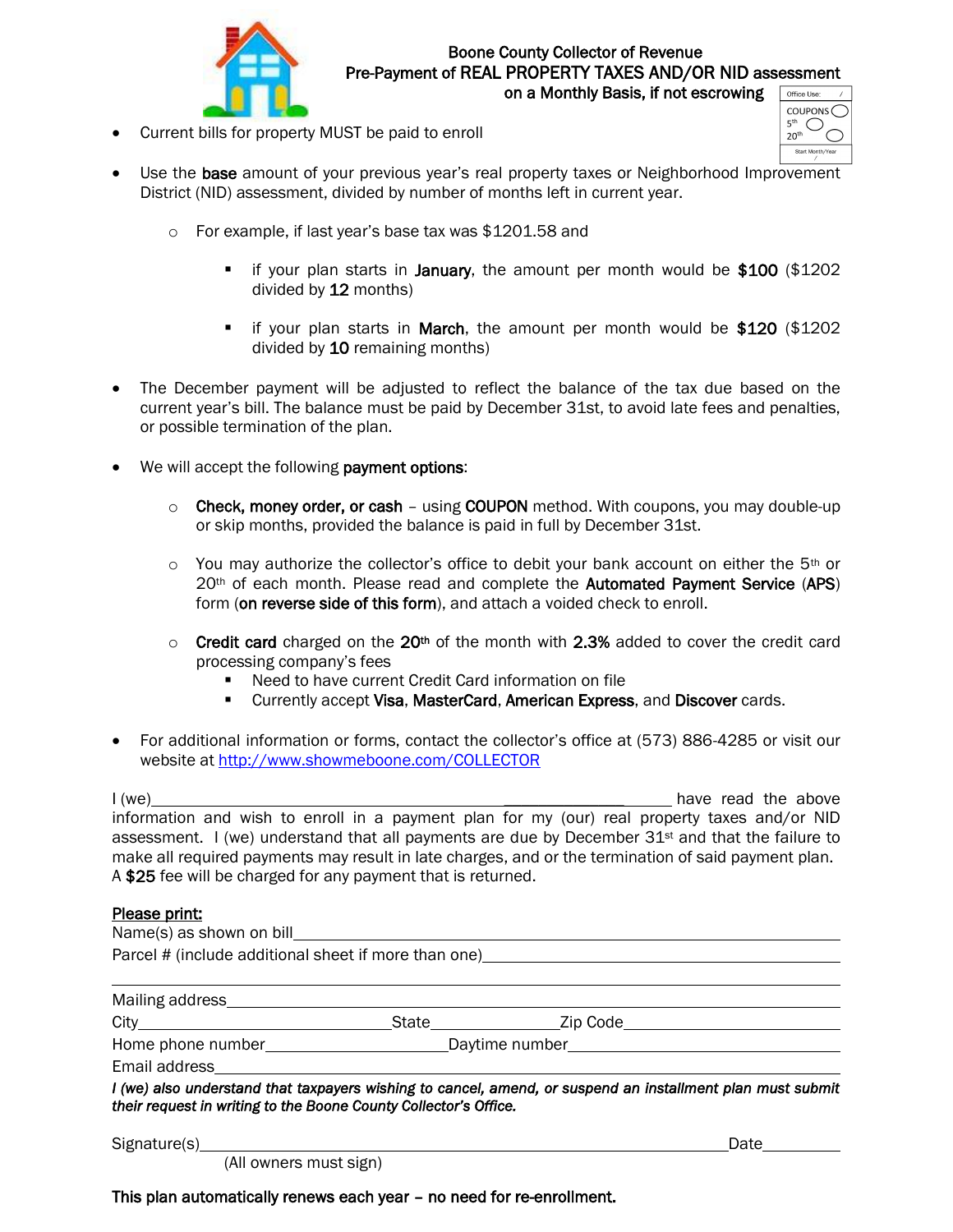# Boone County Collector of Revenue
## Pre-Payment of REAL PROPERTY TAXES AND/OR NID assessment
### on a Monthly Basis, if not escrowing

Office Use: /
COUPONS ◯
5th ◯
20th ◯
Start Month/Year /

- Current bills for property MUST be paid to enroll
- Use the **base** amount of your previous year's real property taxes or Neighborhood Improvement District (NID) assessment, divided by number of months left in current year.
  - For example, if last year's base tax was $1201.58 and
    - if your plan starts in **January**, the amount per month would be **$100** ($1202 divided by **12** months)
    - if your plan starts in **March**, the amount per month would be **$120** ($1202 divided by **10** remaining months)
- The December payment will be adjusted to reflect the balance of the tax due based on the current year's bill. The balance must be paid by December 31st, to avoid late fees and penalties, or possible termination of the plan.
- We will accept the following **payment options**:
  - **Check, money order, or cash** – using **COUPON** method. With coupons, you may double-up or skip months, provided the balance is paid in full by December 31st.
  - You may authorize the collector's office to debit your bank account on either the 5th or 20th of each month. Please read and complete the **Automated Payment Service** (**APS**) form (**on reverse side of this form**), and attach a voided check to enroll.
  - **Credit card** charged on the **20th** of the month with **2.3%** added to cover the credit card processing company's fees
    - Need to have current Credit Card information on file
    - Currently accept **Visa**, **MasterCard**, **American Express**, and **Discover** cards.
- For additional information or forms, contact the collector's office at (573) 886-4285 or visit our website at http://www.showmeboone.com/COLLECTOR

I (we)_______________________________________________ have read the above information and wish to enroll in a payment plan for my (our) real property taxes and/or NID assessment. I (we) understand that all payments are due by December 31st and that the failure to make all required payments may result in late charges, and or the termination of said payment plan. A **$25** fee will be charged for any payment that is returned.

**Please print:**

Name(s) as shown on bill_______________________________________________

Parcel # (include additional sheet if more than one)_______________________________

_______________________________________________

Mailing address_______________________________________________

City_______________________State_______________Zip Code_______________

Home phone number_____________________Daytime number_____________________

Email address_______________________________________________

***I (we) also understand that taxpayers wishing to cancel, amend, or suspend an installment plan must submit their request in writing to the Boone County Collector's Office.***

Signature(s)_______________________________________________Date__________

(All owners must sign)

**This plan automatically renews each year – no need for re-enrollment.**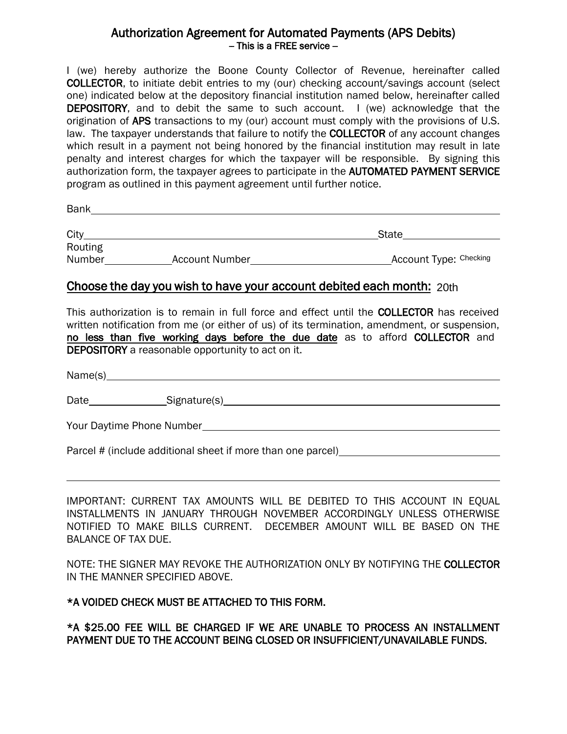## Authorization Agreement for Automated Payments (APS Debits)

– This is a FREE service –

I (we) hereby authorize the Boone County Collector of Revenue, hereinafter called **COLLECTOR**, to initiate debit entries to my (our) checking account/savings account (select one) indicated below at the depository financial institution named below, hereinafter called **DEPOSITORY**, and to debit the same to such account. I (we) acknowledge that the origination of **APS** transactions to my (our) account must comply with the provisions of U.S. law. The taxpayer understands that failure to notify the **COLLECTOR** of any account changes which result in a payment not being honored by the financial institution may result in late penalty and interest charges for which the taxpayer will be responsible. By signing this authorization form, the taxpayer agrees to participate in the **AUTOMATED PAYMENT SERVICE** program as outlined in this payment agreement until further notice.

Bank\_\_\_\_\_\_\_\_\_\_\_\_\_\_\_\_\_\_\_\_\_\_\_\_\_\_\_\_\_\_\_\_\_\_\_\_\_\_\_\_\_\_\_\_\_\_\_\_\_\_\_\_\_\_\_\_\_\_\_\_

City\_\_\_\_\_\_\_\_\_\_\_\_\_\_\_\_\_\_\_\_\_\_\_\_\_\_\_\_\_\_\_\_\_\_\_\_\_\_\_\_\_\_\_\_ State\_\_\_\_\_\_\_\_\_\_\_\_\_\_\_

Routing Number\_\_\_\_\_\_\_\_\_\_ Account Number\_\_\_\_\_\_\_\_\_\_\_\_\_\_\_\_\_\_\_\_\_ Account Type: Checking

## Choose the day you wish to have your account debited each month: 20th

This authorization is to remain in full force and effect until the **COLLECTOR** has received written notification from me (or either of us) of its termination, amendment, or suspension, **no less than five working days before the due date** as to afford **COLLECTOR** and **DEPOSITORY** a reasonable opportunity to act on it.

Name(s)\_\_\_\_\_\_\_\_\_\_\_\_\_\_\_\_\_\_\_\_\_\_\_\_\_\_\_\_\_\_\_\_\_\_\_\_\_\_\_\_\_\_\_\_\_\_\_\_\_\_\_\_\_\_\_\_

Date\_\_\_\_\_\_\_\_\_\_\_\_ Signature(s)\_\_\_\_\_\_\_\_\_\_\_\_\_\_\_\_\_\_\_\_\_\_\_\_\_\_\_\_\_\_\_\_\_\_\_\_\_\_\_\_

Your Daytime Phone Number\_\_\_\_\_\_\_\_\_\_\_\_\_\_\_\_\_\_\_\_\_\_\_\_\_\_\_\_\_\_\_\_\_\_\_\_\_\_\_\_\_\_

Parcel # (include additional sheet if more than one parcel)\_\_\_\_\_\_\_\_\_\_\_\_\_\_\_\_\_\_\_\_\_\_\_

IMPORTANT: CURRENT TAX AMOUNTS WILL BE DEBITED TO THIS ACCOUNT IN EQUAL INSTALLMENTS IN JANUARY THROUGH NOVEMBER ACCORDINGLY UNLESS OTHERWISE NOTIFIED TO MAKE BILLS CURRENT. DECEMBER AMOUNT WILL BE BASED ON THE BALANCE OF TAX DUE.

NOTE: THE SIGNER MAY REVOKE THE AUTHORIZATION ONLY BY NOTIFYING THE **COLLECTOR** IN THE MANNER SPECIFIED ABOVE.

**\*A VOIDED CHECK MUST BE ATTACHED TO THIS FORM.**

**\*A $25.00 FEE WILL BE CHARGED IF WE ARE UNABLE TO PROCESS AN INSTALLMENT PAYMENT DUE TO THE ACCOUNT BEING CLOSED OR INSUFFICIENT/UNAVAILABLE FUNDS.**